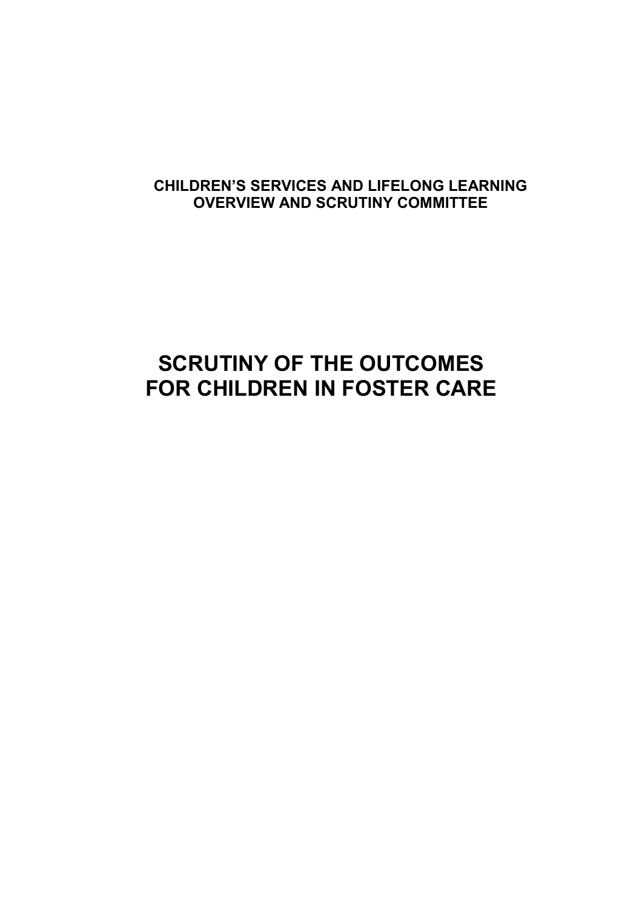**CHILDREN'S SERVICES AND LIFELONG LEARNING OVERVIEW AND SCRUTINY COMMITTEE**

# SCRUTINY OF THE OUTCOMES FOR CHILDREN IN FOSTER CARE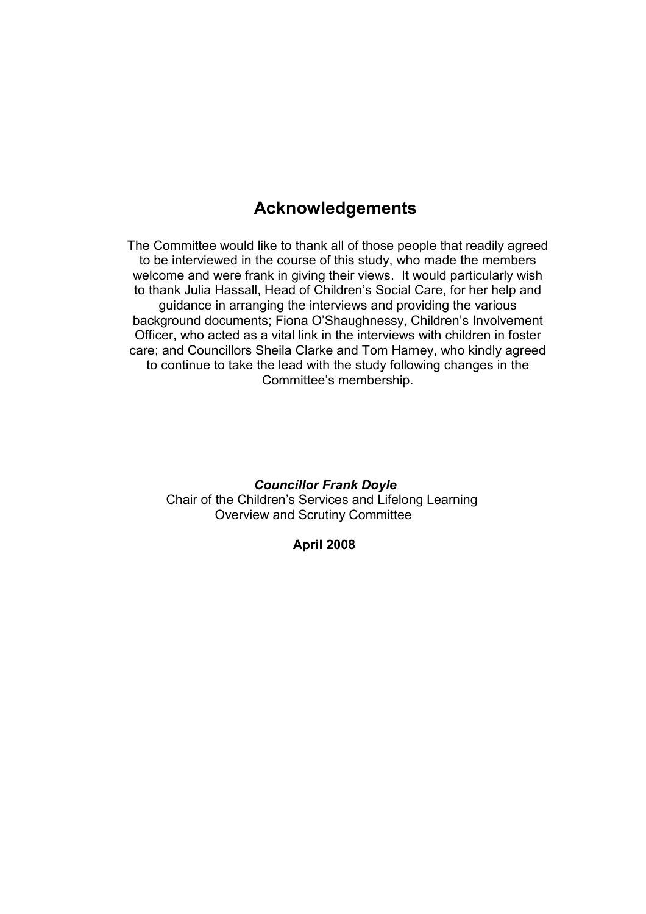# Acknowledgements

The Committee would like to thank all of those people that readily agreed to be interviewed in the course of this study, who made the members welcome and were frank in giving their views. It would particularly wish to thank Julia Hassall, Head of Children's Social Care, for her help and guidance in arranging the interviews and providing the various background documents; Fiona O'Shaughnessy, Children's Involvement Officer, who acted as a vital link in the interviews with children in foster care; and Councillors Sheila Clarke and Tom Harney, who kindly agreed to continue to take the lead with the study following changes in the Committee's membership.

***Councillor Frank Doyle***
Chair of the Children's Services and Lifelong Learning Overview and Scrutiny Committee

**April 2008**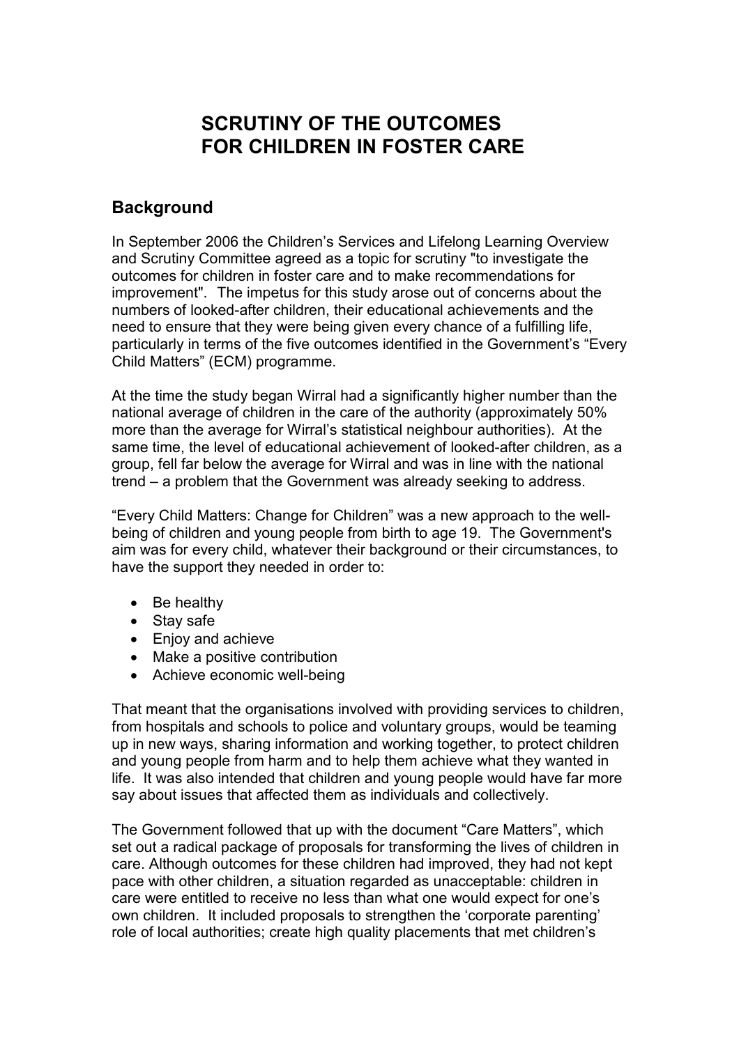# SCRUTINY OF THE OUTCOMES FOR CHILDREN IN FOSTER CARE

## Background

In September 2006 the Children's Services and Lifelong Learning Overview and Scrutiny Committee agreed as a topic for scrutiny "to investigate the outcomes for children in foster care and to make recommendations for improvement". The impetus for this study arose out of concerns about the numbers of looked-after children, their educational achievements and the need to ensure that they were being given every chance of a fulfilling life, particularly in terms of the five outcomes identified in the Government's "Every Child Matters" (ECM) programme.

At the time the study began Wirral had a significantly higher number than the national average of children in the care of the authority (approximately 50% more than the average for Wirral's statistical neighbour authorities). At the same time, the level of educational achievement of looked-after children, as a group, fell far below the average for Wirral and was in line with the national trend – a problem that the Government was already seeking to address.

"Every Child Matters: Change for Children" was a new approach to the well-being of children and young people from birth to age 19. The Government's aim was for every child, whatever their background or their circumstances, to have the support they needed in order to:

- Be healthy
- Stay safe
- Enjoy and achieve
- Make a positive contribution
- Achieve economic well-being

That meant that the organisations involved with providing services to children, from hospitals and schools to police and voluntary groups, would be teaming up in new ways, sharing information and working together, to protect children and young people from harm and to help them achieve what they wanted in life. It was also intended that children and young people would have far more say about issues that affected them as individuals and collectively.

The Government followed that up with the document "Care Matters", which set out a radical package of proposals for transforming the lives of children in care. Although outcomes for these children had improved, they had not kept pace with other children, a situation regarded as unacceptable: children in care were entitled to receive no less than what one would expect for one's own children. It included proposals to strengthen the 'corporate parenting' role of local authorities; create high quality placements that met children's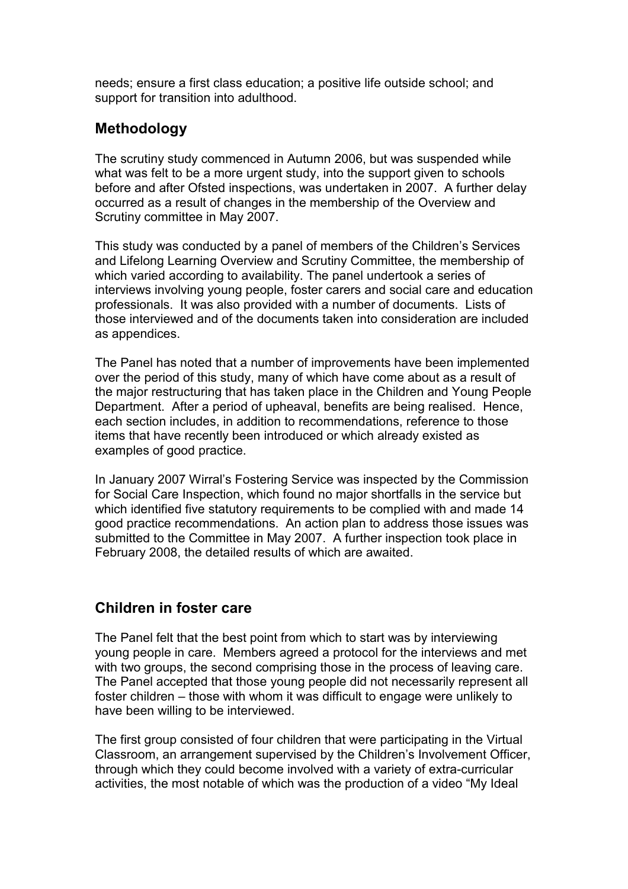needs; ensure a first class education; a positive life outside school; and support for transition into adulthood.

## Methodology

The scrutiny study commenced in Autumn 2006, but was suspended while what was felt to be a more urgent study, into the support given to schools before and after Ofsted inspections, was undertaken in 2007. A further delay occurred as a result of changes in the membership of the Overview and Scrutiny committee in May 2007.

This study was conducted by a panel of members of the Children's Services and Lifelong Learning Overview and Scrutiny Committee, the membership of which varied according to availability. The panel undertook a series of interviews involving young people, foster carers and social care and education professionals. It was also provided with a number of documents. Lists of those interviewed and of the documents taken into consideration are included as appendices.

The Panel has noted that a number of improvements have been implemented over the period of this study, many of which have come about as a result of the major restructuring that has taken place in the Children and Young People Department. After a period of upheaval, benefits are being realised. Hence, each section includes, in addition to recommendations, reference to those items that have recently been introduced or which already existed as examples of good practice.

In January 2007 Wirral's Fostering Service was inspected by the Commission for Social Care Inspection, which found no major shortfalls in the service but which identified five statutory requirements to be complied with and made 14 good practice recommendations. An action plan to address those issues was submitted to the Committee in May 2007. A further inspection took place in February 2008, the detailed results of which are awaited.

## Children in foster care

The Panel felt that the best point from which to start was by interviewing young people in care. Members agreed a protocol for the interviews and met with two groups, the second comprising those in the process of leaving care. The Panel accepted that those young people did not necessarily represent all foster children – those with whom it was difficult to engage were unlikely to have been willing to be interviewed.

The first group consisted of four children that were participating in the Virtual Classroom, an arrangement supervised by the Children's Involvement Officer, through which they could become involved with a variety of extra-curricular activities, the most notable of which was the production of a video "My Ideal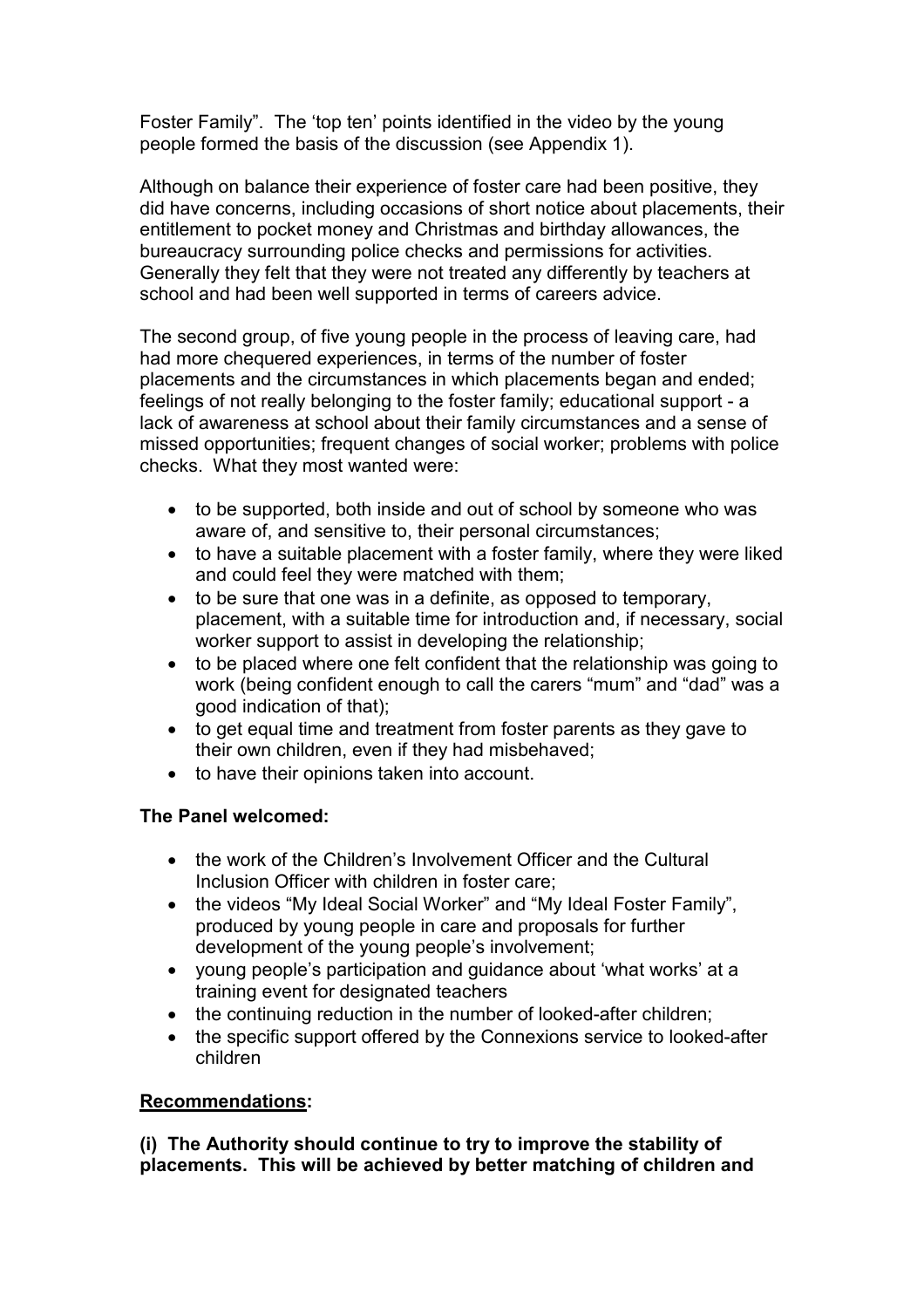Foster Family". The 'top ten' points identified in the video by the young people formed the basis of the discussion (see Appendix 1).

Although on balance their experience of foster care had been positive, they did have concerns, including occasions of short notice about placements, their entitlement to pocket money and Christmas and birthday allowances, the bureaucracy surrounding police checks and permissions for activities. Generally they felt that they were not treated any differently by teachers at school and had been well supported in terms of careers advice.

The second group, of five young people in the process of leaving care, had had more chequered experiences, in terms of the number of foster placements and the circumstances in which placements began and ended; feelings of not really belonging to the foster family; educational support - a lack of awareness at school about their family circumstances and a sense of missed opportunities; frequent changes of social worker; problems with police checks. What they most wanted were:

- to be supported, both inside and out of school by someone who was aware of, and sensitive to, their personal circumstances;
- to have a suitable placement with a foster family, where they were liked and could feel they were matched with them;
- to be sure that one was in a definite, as opposed to temporary, placement, with a suitable time for introduction and, if necessary, social worker support to assist in developing the relationship;
- to be placed where one felt confident that the relationship was going to work (being confident enough to call the carers "mum" and "dad" was a good indication of that);
- to get equal time and treatment from foster parents as they gave to their own children, even if they had misbehaved;
- to have their opinions taken into account.

**The Panel welcomed:**

- the work of the Children's Involvement Officer and the Cultural Inclusion Officer with children in foster care;
- the videos "My Ideal Social Worker" and "My Ideal Foster Family", produced by young people in care and proposals for further development of the young people's involvement;
- young people's participation and guidance about 'what works' at a training event for designated teachers
- the continuing reduction in the number of looked-after children;
- the specific support offered by the Connexions service to looked-after children

**Recommendations:**

**(i) The Authority should continue to try to improve the stability of placements. This will be achieved by better matching of children and**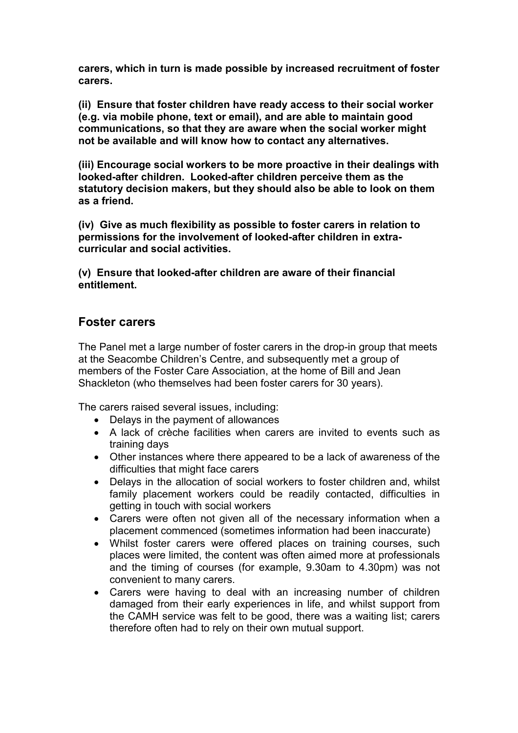**carers, which in turn is made possible by increased recruitment of foster carers.**

**(ii) Ensure that foster children have ready access to their social worker (e.g. via mobile phone, text or email), and are able to maintain good communications, so that they are aware when the social worker might not be available and will know how to contact any alternatives.**

**(iii) Encourage social workers to be more proactive in their dealings with looked-after children. Looked-after children perceive them as the statutory decision makers, but they should also be able to look on them as a friend.**

**(iv) Give as much flexibility as possible to foster carers in relation to permissions for the involvement of looked-after children in extra-curricular and social activities.**

**(v) Ensure that looked-after children are aware of their financial entitlement.**

## Foster carers

The Panel met a large number of foster carers in the drop-in group that meets at the Seacombe Children's Centre, and subsequently met a group of members of the Foster Care Association, at the home of Bill and Jean Shackleton (who themselves had been foster carers for 30 years).

The carers raised several issues, including:

- Delays in the payment of allowances
- A lack of crèche facilities when carers are invited to events such as training days
- Other instances where there appeared to be a lack of awareness of the difficulties that might face carers
- Delays in the allocation of social workers to foster children and, whilst family placement workers could be readily contacted, difficulties in getting in touch with social workers
- Carers were often not given all of the necessary information when a placement commenced (sometimes information had been inaccurate)
- Whilst foster carers were offered places on training courses, such places were limited, the content was often aimed more at professionals and the timing of courses (for example, 9.30am to 4.30pm) was not convenient to many carers.
- Carers were having to deal with an increasing number of children damaged from their early experiences in life, and whilst support from the CAMH service was felt to be good, there was a waiting list; carers therefore often had to rely on their own mutual support.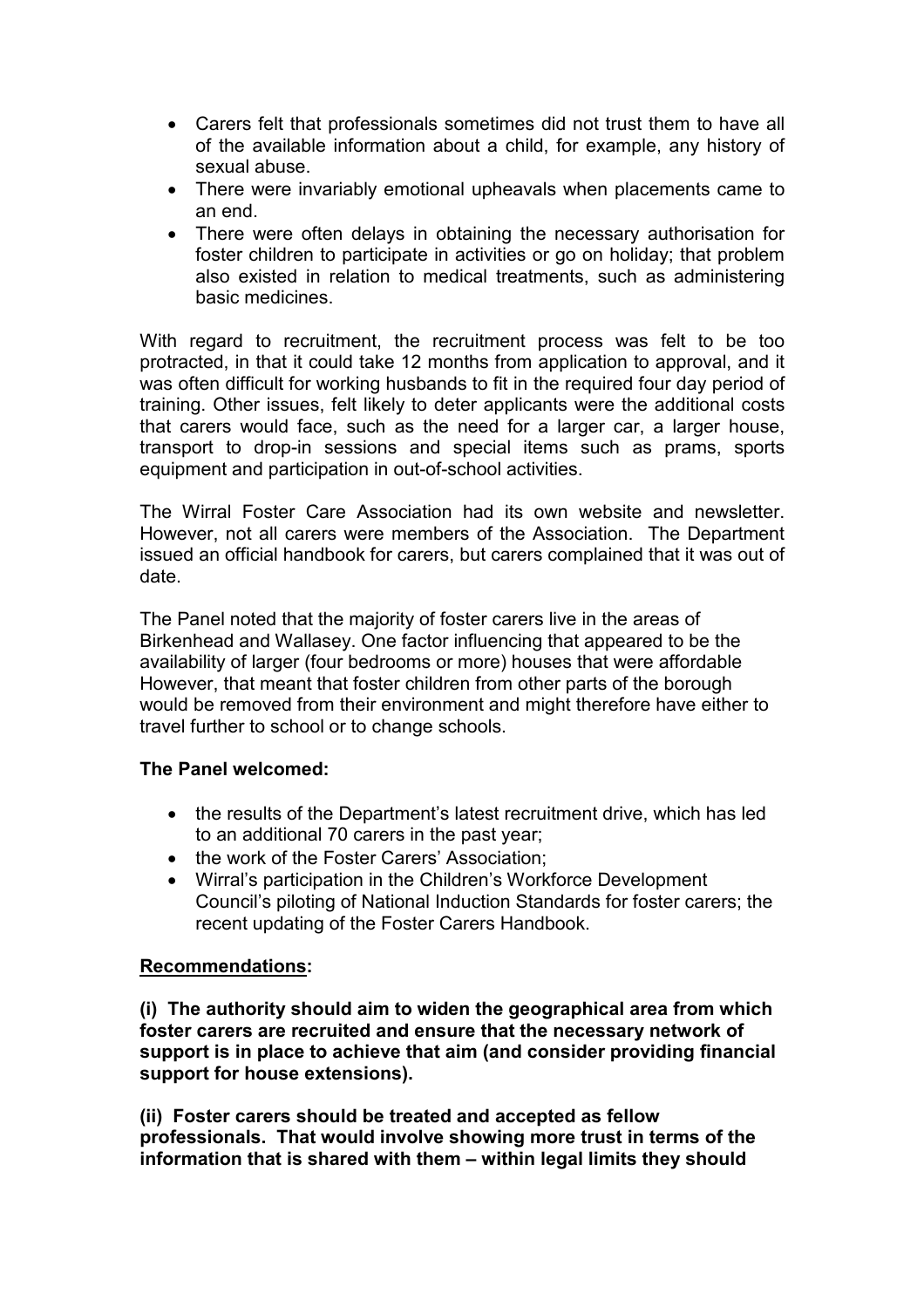- Carers felt that professionals sometimes did not trust them to have all of the available information about a child, for example, any history of sexual abuse.
- There were invariably emotional upheavals when placements came to an end.
- There were often delays in obtaining the necessary authorisation for foster children to participate in activities or go on holiday; that problem also existed in relation to medical treatments, such as administering basic medicines.

With regard to recruitment, the recruitment process was felt to be too protracted, in that it could take 12 months from application to approval, and it was often difficult for working husbands to fit in the required four day period of training. Other issues, felt likely to deter applicants were the additional costs that carers would face, such as the need for a larger car, a larger house, transport to drop-in sessions and special items such as prams, sports equipment and participation in out-of-school activities.

The Wirral Foster Care Association had its own website and newsletter. However, not all carers were members of the Association. The Department issued an official handbook for carers, but carers complained that it was out of date.

The Panel noted that the majority of foster carers live in the areas of Birkenhead and Wallasey. One factor influencing that appeared to be the availability of larger (four bedrooms or more) houses that were affordable However, that meant that foster children from other parts of the borough would be removed from their environment and might therefore have either to travel further to school or to change schools.

**The Panel welcomed:**

- the results of the Department's latest recruitment drive, which has led to an additional 70 carers in the past year;
- the work of the Foster Carers' Association;
- Wirral's participation in the Children's Workforce Development Council's piloting of National Induction Standards for foster carers; the recent updating of the Foster Carers Handbook.

**Recommendations:**

**(i) The authority should aim to widen the geographical area from which foster carers are recruited and ensure that the necessary network of support is in place to achieve that aim (and consider providing financial support for house extensions).**

**(ii) Foster carers should be treated and accepted as fellow professionals. That would involve showing more trust in terms of the information that is shared with them – within legal limits they should**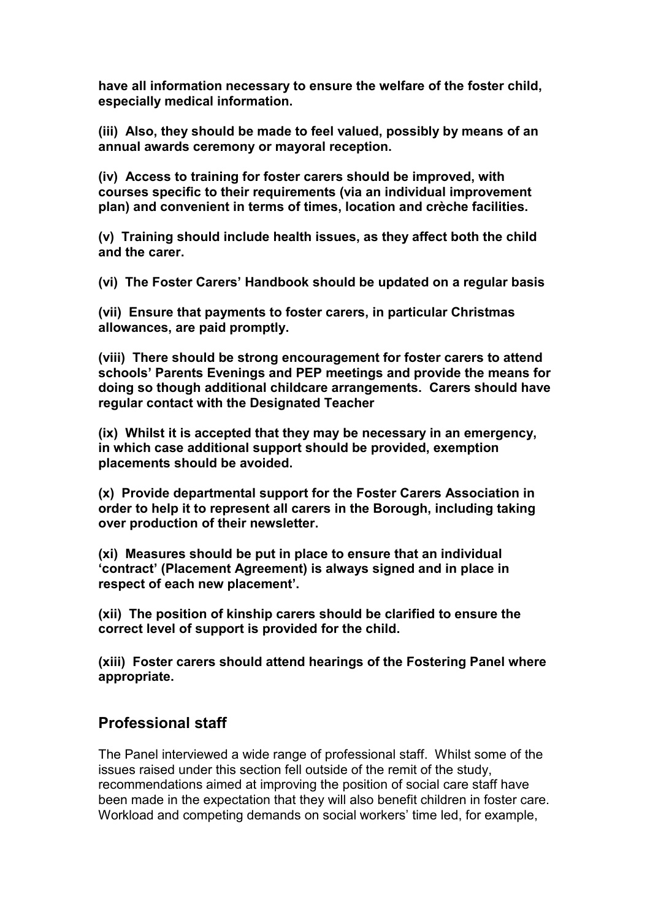**have all information necessary to ensure the welfare of the foster child, especially medical information.**

**(iii) Also, they should be made to feel valued, possibly by means of an annual awards ceremony or mayoral reception.**

**(iv) Access to training for foster carers should be improved, with courses specific to their requirements (via an individual improvement plan) and convenient in terms of times, location and crèche facilities.**

**(v) Training should include health issues, as they affect both the child and the carer.**

**(vi) The Foster Carers' Handbook should be updated on a regular basis**

**(vii) Ensure that payments to foster carers, in particular Christmas allowances, are paid promptly.**

**(viii) There should be strong encouragement for foster carers to attend schools' Parents Evenings and PEP meetings and provide the means for doing so though additional childcare arrangements. Carers should have regular contact with the Designated Teacher**

**(ix) Whilst it is accepted that they may be necessary in an emergency, in which case additional support should be provided, exemption placements should be avoided.**

**(x) Provide departmental support for the Foster Carers Association in order to help it to represent all carers in the Borough, including taking over production of their newsletter.**

**(xi) Measures should be put in place to ensure that an individual 'contract' (Placement Agreement) is always signed and in place in respect of each new placement'.**

**(xii) The position of kinship carers should be clarified to ensure the correct level of support is provided for the child.**

**(xiii) Foster carers should attend hearings of the Fostering Panel where appropriate.**

## Professional staff

The Panel interviewed a wide range of professional staff. Whilst some of the issues raised under this section fell outside of the remit of the study, recommendations aimed at improving the position of social care staff have been made in the expectation that they will also benefit children in foster care. Workload and competing demands on social workers' time led, for example,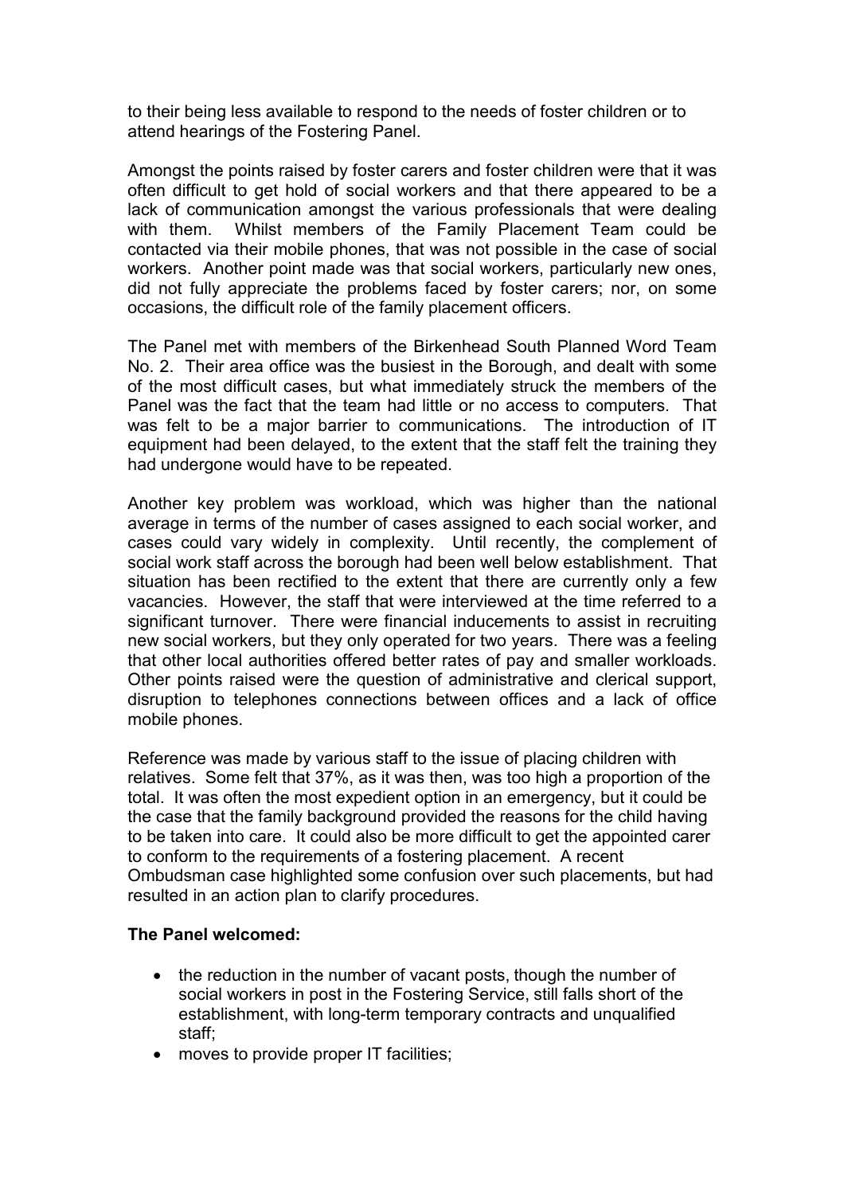to their being less available to respond to the needs of foster children or to attend hearings of the Fostering Panel.

Amongst the points raised by foster carers and foster children were that it was often difficult to get hold of social workers and that there appeared to be a lack of communication amongst the various professionals that were dealing with them. Whilst members of the Family Placement Team could be contacted via their mobile phones, that was not possible in the case of social workers. Another point made was that social workers, particularly new ones, did not fully appreciate the problems faced by foster carers; nor, on some occasions, the difficult role of the family placement officers.

The Panel met with members of the Birkenhead South Planned Word Team No. 2. Their area office was the busiest in the Borough, and dealt with some of the most difficult cases, but what immediately struck the members of the Panel was the fact that the team had little or no access to computers. That was felt to be a major barrier to communications. The introduction of IT equipment had been delayed, to the extent that the staff felt the training they had undergone would have to be repeated.

Another key problem was workload, which was higher than the national average in terms of the number of cases assigned to each social worker, and cases could vary widely in complexity. Until recently, the complement of social work staff across the borough had been well below establishment. That situation has been rectified to the extent that there are currently only a few vacancies. However, the staff that were interviewed at the time referred to a significant turnover. There were financial inducements to assist in recruiting new social workers, but they only operated for two years. There was a feeling that other local authorities offered better rates of pay and smaller workloads. Other points raised were the question of administrative and clerical support, disruption to telephones connections between offices and a lack of office mobile phones.

Reference was made by various staff to the issue of placing children with relatives. Some felt that 37%, as it was then, was too high a proportion of the total. It was often the most expedient option in an emergency, but it could be the case that the family background provided the reasons for the child having to be taken into care. It could also be more difficult to get the appointed carer to conform to the requirements of a fostering placement. A recent Ombudsman case highlighted some confusion over such placements, but had resulted in an action plan to clarify procedures.

**The Panel welcomed:**

- the reduction in the number of vacant posts, though the number of social workers in post in the Fostering Service, still falls short of the establishment, with long-term temporary contracts and unqualified staff;
- moves to provide proper IT facilities;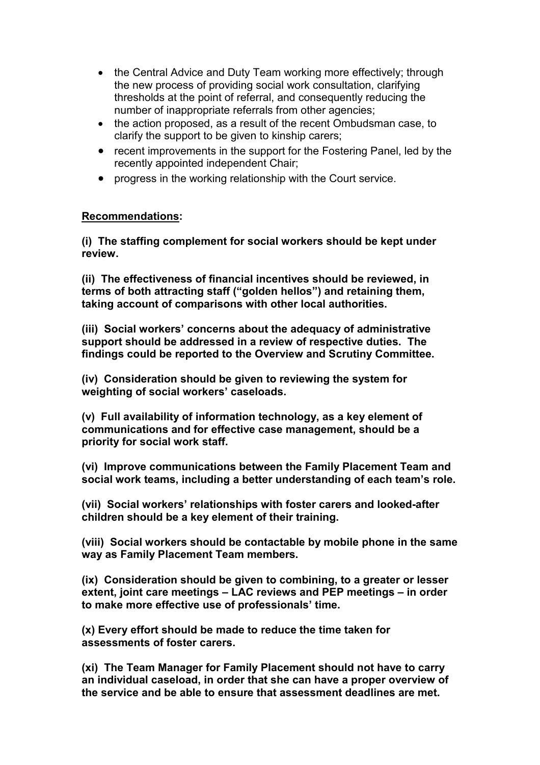- the Central Advice and Duty Team working more effectively; through the new process of providing social work consultation, clarifying thresholds at the point of referral, and consequently reducing the number of inappropriate referrals from other agencies;
- the action proposed, as a result of the recent Ombudsman case, to clarify the support to be given to kinship carers;
- recent improvements in the support for the Fostering Panel, led by the recently appointed independent Chair;
- progress in the working relationship with the Court service.

**Recommendations:**

**(i) The staffing complement for social workers should be kept under review.**

**(ii) The effectiveness of financial incentives should be reviewed, in terms of both attracting staff ("golden hellos") and retaining them, taking account of comparisons with other local authorities.**

**(iii) Social workers' concerns about the adequacy of administrative support should be addressed in a review of respective duties. The findings could be reported to the Overview and Scrutiny Committee.**

**(iv) Consideration should be given to reviewing the system for weighting of social workers' caseloads.**

**(v) Full availability of information technology, as a key element of communications and for effective case management, should be a priority for social work staff.**

**(vi) Improve communications between the Family Placement Team and social work teams, including a better understanding of each team's role.**

**(vii) Social workers' relationships with foster carers and looked-after children should be a key element of their training.**

**(viii) Social workers should be contactable by mobile phone in the same way as Family Placement Team members.**

**(ix) Consideration should be given to combining, to a greater or lesser extent, joint care meetings – LAC reviews and PEP meetings – in order to make more effective use of professionals' time.**

**(x) Every effort should be made to reduce the time taken for assessments of foster carers.**

**(xi) The Team Manager for Family Placement should not have to carry an individual caseload, in order that she can have a proper overview of the service and be able to ensure that assessment deadlines are met.**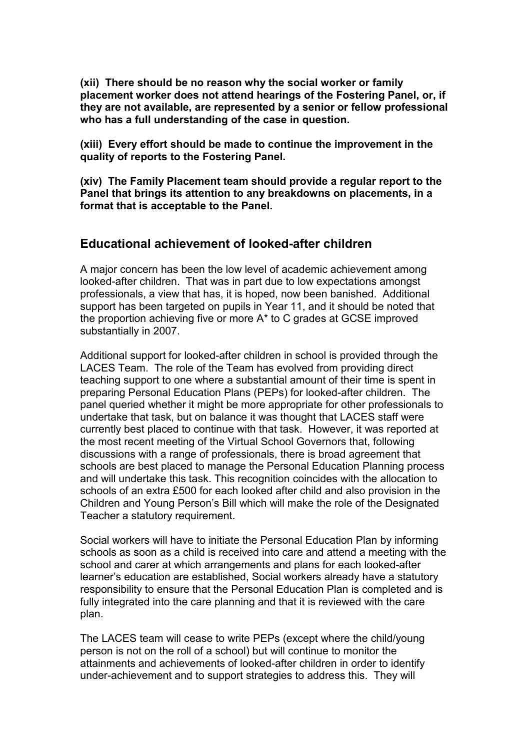**(xii) There should be no reason why the social worker or family placement worker does not attend hearings of the Fostering Panel, or, if they are not available, are represented by a senior or fellow professional who has a full understanding of the case in question.**

**(xiii) Every effort should be made to continue the improvement in the quality of reports to the Fostering Panel.**

**(xiv) The Family Placement team should provide a regular report to the Panel that brings its attention to any breakdowns on placements, in a format that is acceptable to the Panel.**

## Educational achievement of looked-after children

A major concern has been the low level of academic achievement among looked-after children. That was in part due to low expectations amongst professionals, a view that has, it is hoped, now been banished. Additional support has been targeted on pupils in Year 11, and it should be noted that the proportion achieving five or more A* to C grades at GCSE improved substantially in 2007.

Additional support for looked-after children in school is provided through the LACES Team. The role of the Team has evolved from providing direct teaching support to one where a substantial amount of their time is spent in preparing Personal Education Plans (PEPs) for looked-after children. The panel queried whether it might be more appropriate for other professionals to undertake that task, but on balance it was thought that LACES staff were currently best placed to continue with that task. However, it was reported at the most recent meeting of the Virtual School Governors that, following discussions with a range of professionals, there is broad agreement that schools are best placed to manage the Personal Education Planning process and will undertake this task. This recognition coincides with the allocation to schools of an extra £500 for each looked after child and also provision in the Children and Young Person's Bill which will make the role of the Designated Teacher a statutory requirement.

Social workers will have to initiate the Personal Education Plan by informing schools as soon as a child is received into care and attend a meeting with the school and carer at which arrangements and plans for each looked-after learner's education are established, Social workers already have a statutory responsibility to ensure that the Personal Education Plan is completed and is fully integrated into the care planning and that it is reviewed with the care plan.

The LACES team will cease to write PEPs (except where the child/young person is not on the roll of a school) but will continue to monitor the attainments and achievements of looked-after children in order to identify under-achievement and to support strategies to address this. They will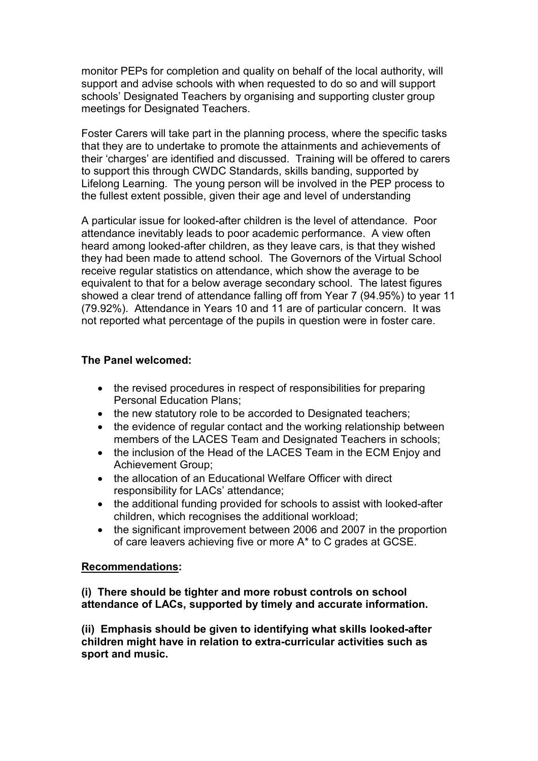monitor PEPs for completion and quality on behalf of the local authority, will support and advise schools with when requested to do so and will support schools' Designated Teachers by organising and supporting cluster group meetings for Designated Teachers.

Foster Carers will take part in the planning process, where the specific tasks that they are to undertake to promote the attainments and achievements of their 'charges' are identified and discussed. Training will be offered to carers to support this through CWDC Standards, skills banding, supported by Lifelong Learning. The young person will be involved in the PEP process to the fullest extent possible, given their age and level of understanding

A particular issue for looked-after children is the level of attendance. Poor attendance inevitably leads to poor academic performance. A view often heard among looked-after children, as they leave cars, is that they wished they had been made to attend school. The Governors of the Virtual School receive regular statistics on attendance, which show the average to be equivalent to that for a below average secondary school. The latest figures showed a clear trend of attendance falling off from Year 7 (94.95%) to year 11 (79.92%). Attendance in Years 10 and 11 are of particular concern. It was not reported what percentage of the pupils in question were in foster care.

**The Panel welcomed:**

- the revised procedures in respect of responsibilities for preparing Personal Education Plans;
- the new statutory role to be accorded to Designated teachers;
- the evidence of regular contact and the working relationship between members of the LACES Team and Designated Teachers in schools;
- the inclusion of the Head of the LACES Team in the ECM Enjoy and Achievement Group;
- the allocation of an Educational Welfare Officer with direct responsibility for LACs' attendance;
- the additional funding provided for schools to assist with looked-after children, which recognises the additional workload;
- the significant improvement between 2006 and 2007 in the proportion of care leavers achieving five or more A* to C grades at GCSE.

**Recommendations:**

**(i) There should be tighter and more robust controls on school attendance of LACs, supported by timely and accurate information.**

**(ii) Emphasis should be given to identifying what skills looked-after children might have in relation to extra-curricular activities such as sport and music.**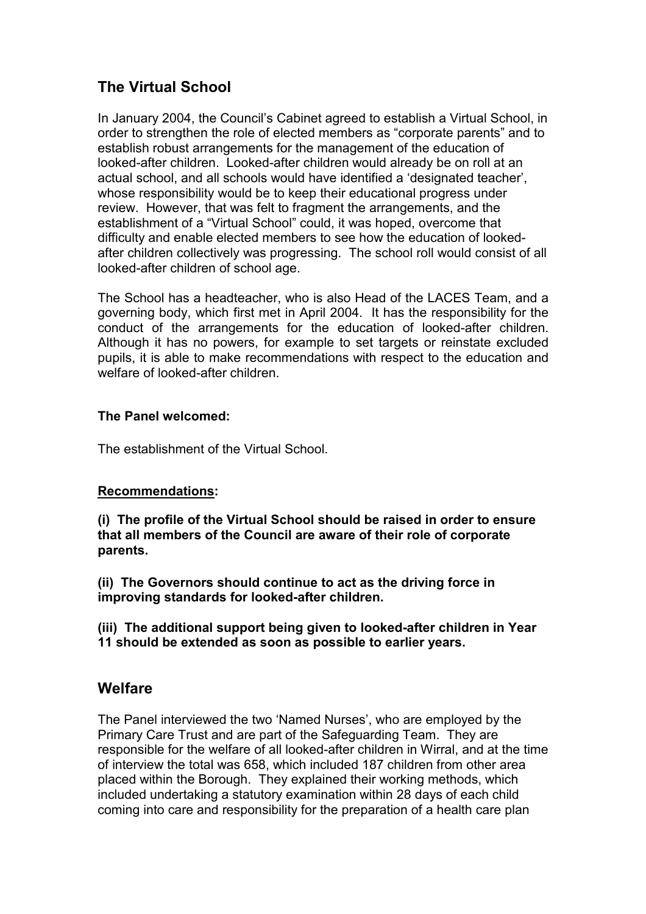## The Virtual School

In January 2004, the Council's Cabinet agreed to establish a Virtual School, in order to strengthen the role of elected members as "corporate parents" and to establish robust arrangements for the management of the education of looked-after children. Looked-after children would already be on roll at an actual school, and all schools would have identified a 'designated teacher', whose responsibility would be to keep their educational progress under review. However, that was felt to fragment the arrangements, and the establishment of a "Virtual School" could, it was hoped, overcome that difficulty and enable elected members to see how the education of looked-after children collectively was progressing. The school roll would consist of all looked-after children of school age.

The School has a headteacher, who is also Head of the LACES Team, and a governing body, which first met in April 2004. It has the responsibility for the conduct of the arrangements for the education of looked-after children. Although it has no powers, for example to set targets or reinstate excluded pupils, it is able to make recommendations with respect to the education and welfare of looked-after children.

**The Panel welcomed:**

The establishment of the Virtual School.

**Recommendations:**

**(i) The profile of the Virtual School should be raised in order to ensure that all members of the Council are aware of their role of corporate parents.**

**(ii) The Governors should continue to act as the driving force in improving standards for looked-after children.**

**(iii) The additional support being given to looked-after children in Year 11 should be extended as soon as possible to earlier years.**

## Welfare

The Panel interviewed the two 'Named Nurses', who are employed by the Primary Care Trust and are part of the Safeguarding Team. They are responsible for the welfare of all looked-after children in Wirral, and at the time of interview the total was 658, which included 187 children from other area placed within the Borough. They explained their working methods, which included undertaking a statutory examination within 28 days of each child coming into care and responsibility for the preparation of a health care plan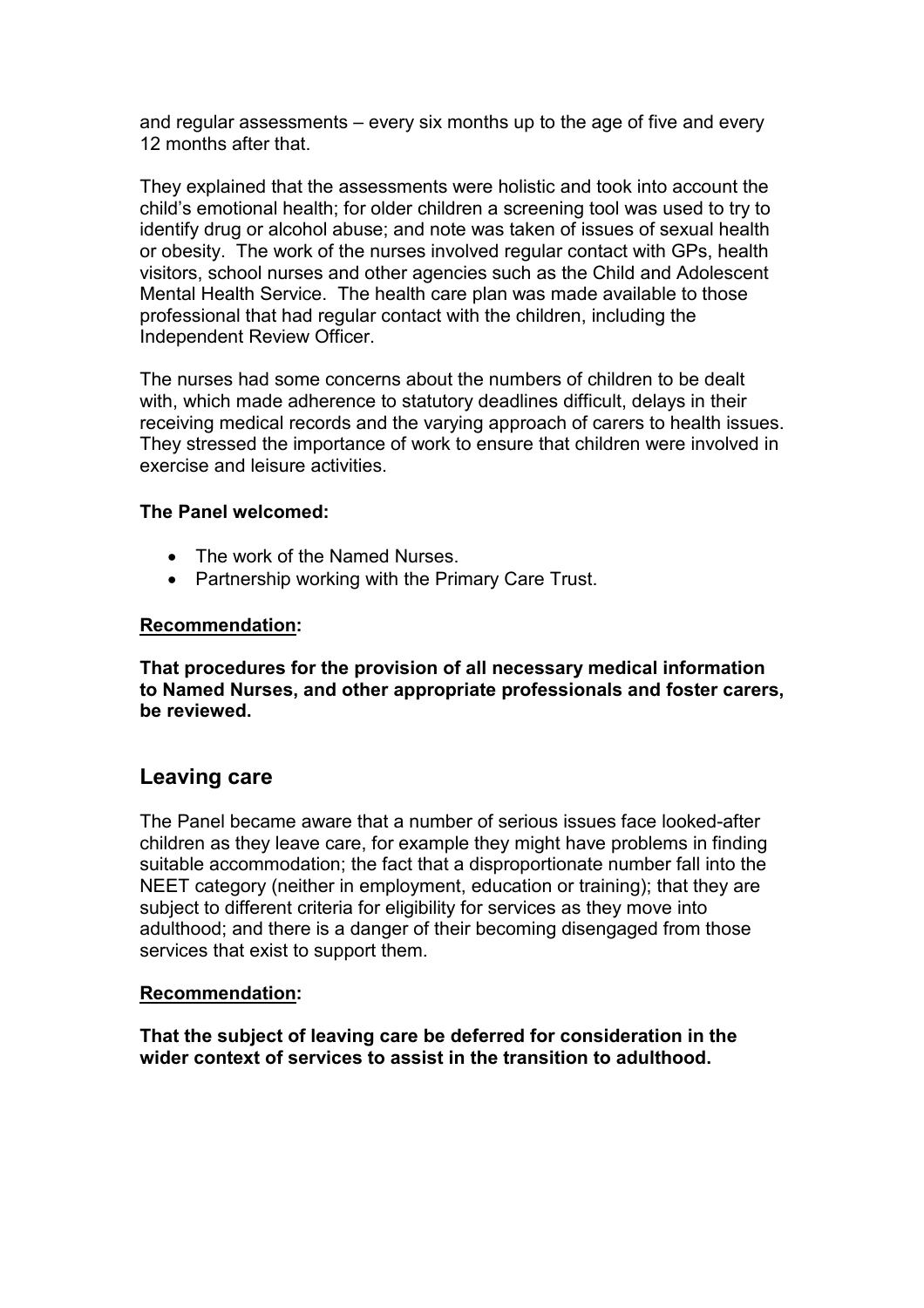and regular assessments – every six months up to the age of five and every 12 months after that.

They explained that the assessments were holistic and took into account the child's emotional health; for older children a screening tool was used to try to identify drug or alcohol abuse; and note was taken of issues of sexual health or obesity. The work of the nurses involved regular contact with GPs, health visitors, school nurses and other agencies such as the Child and Adolescent Mental Health Service. The health care plan was made available to those professional that had regular contact with the children, including the Independent Review Officer.

The nurses had some concerns about the numbers of children to be dealt with, which made adherence to statutory deadlines difficult, delays in their receiving medical records and the varying approach of carers to health issues. They stressed the importance of work to ensure that children were involved in exercise and leisure activities.

**The Panel welcomed:**

- The work of the Named Nurses.
- Partnership working with the Primary Care Trust.

**Recommendation:**

**That procedures for the provision of all necessary medical information to Named Nurses, and other appropriate professionals and foster carers, be reviewed.**

## Leaving care

The Panel became aware that a number of serious issues face looked-after children as they leave care, for example they might have problems in finding suitable accommodation; the fact that a disproportionate number fall into the NEET category (neither in employment, education or training); that they are subject to different criteria for eligibility for services as they move into adulthood; and there is a danger of their becoming disengaged from those services that exist to support them.

**Recommendation:**

**That the subject of leaving care be deferred for consideration in the wider context of services to assist in the transition to adulthood.**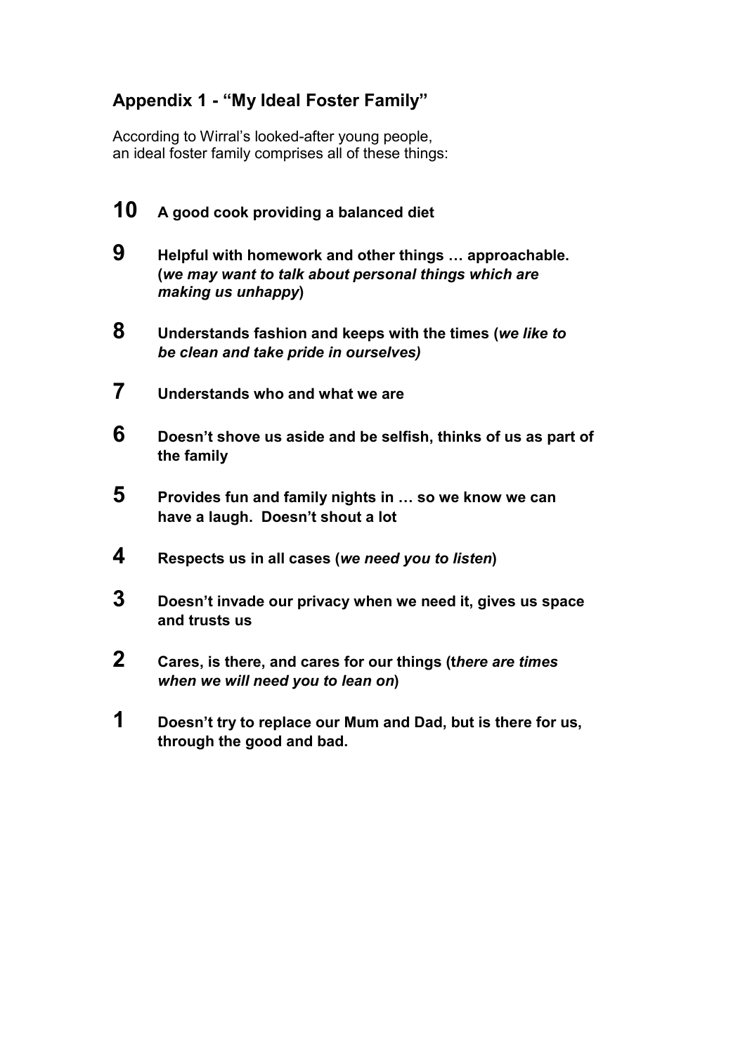## Appendix 1 - "My Ideal Foster Family"

According to Wirral's looked-after young people,
an ideal foster family comprises all of these things:

**10** **A good cook providing a balanced diet**

**9** **Helpful with homework and other things … approachable. (*we may want to talk about personal things which are making us unhappy*)**

**8** **Understands fashion and keeps with the times (*we like to be clean and take pride in ourselves)***

**7** **Understands who and what we are**

**6** **Doesn't shove us aside and be selfish, thinks of us as part of the family**

**5** **Provides fun and family nights in … so we know we can have a laugh. Doesn't shout a lot**

**4** **Respects us in all cases (*we need you to listen*)**

**3** **Doesn't invade our privacy when we need it, gives us space and trusts us**

**2** **Cares, is there, and cares for our things (t*here are times when we will need you to lean on*)**

**1** **Doesn't try to replace our Mum and Dad, but is there for us, through the good and bad.**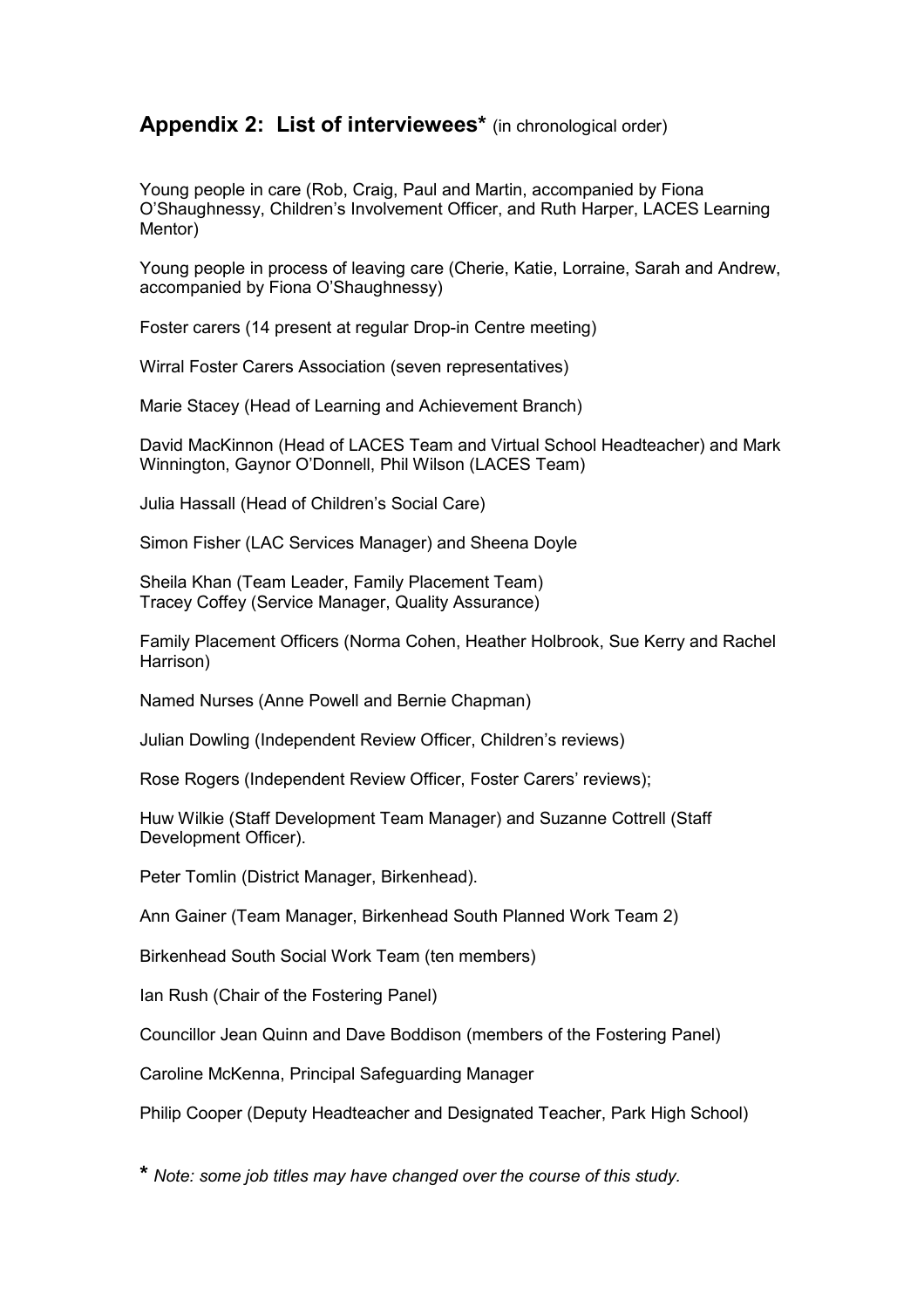## Appendix 2: List of interviewees* (in chronological order)

Young people in care (Rob, Craig, Paul and Martin, accompanied by Fiona O'Shaughnessy, Children's Involvement Officer, and Ruth Harper, LACES Learning Mentor)

Young people in process of leaving care (Cherie, Katie, Lorraine, Sarah and Andrew, accompanied by Fiona O'Shaughnessy)

Foster carers (14 present at regular Drop-in Centre meeting)

Wirral Foster Carers Association (seven representatives)

Marie Stacey (Head of Learning and Achievement Branch)

David MacKinnon (Head of LACES Team and Virtual School Headteacher) and Mark Winnington, Gaynor O'Donnell, Phil Wilson (LACES Team)

Julia Hassall (Head of Children's Social Care)

Simon Fisher (LAC Services Manager) and Sheena Doyle

Sheila Khan (Team Leader, Family Placement Team)
Tracey Coffey (Service Manager, Quality Assurance)

Family Placement Officers (Norma Cohen, Heather Holbrook, Sue Kerry and Rachel Harrison)

Named Nurses (Anne Powell and Bernie Chapman)

Julian Dowling (Independent Review Officer, Children's reviews)

Rose Rogers (Independent Review Officer, Foster Carers' reviews);

Huw Wilkie (Staff Development Team Manager) and Suzanne Cottrell (Staff Development Officer).

Peter Tomlin (District Manager, Birkenhead).

Ann Gainer (Team Manager, Birkenhead South Planned Work Team 2)

Birkenhead South Social Work Team (ten members)

Ian Rush (Chair of the Fostering Panel)

Councillor Jean Quinn and Dave Boddison (members of the Fostering Panel)

Caroline McKenna, Principal Safeguarding Manager

Philip Cooper (Deputy Headteacher and Designated Teacher, Park High School)

**\*** *Note: some job titles may have changed over the course of this study.*